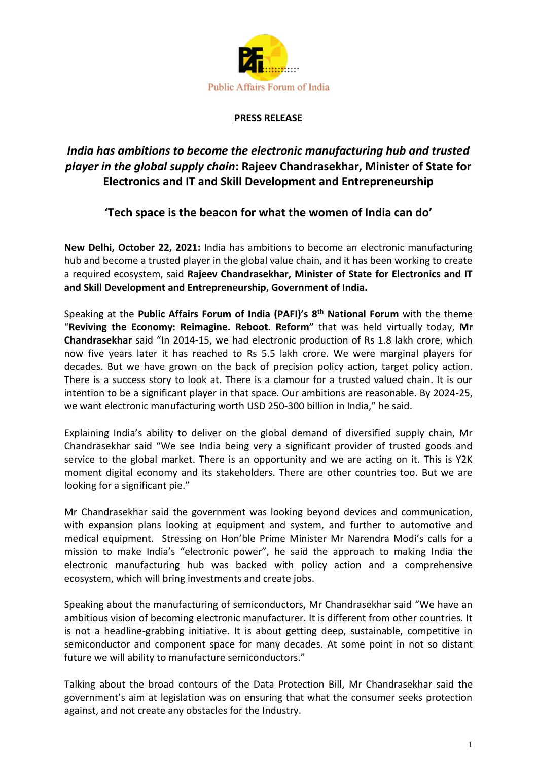Public Affairs Forum of India

**PRESS RELEASE**

# *India has ambitions to become the electronic manufacturing hub and trusted player in the global supply chain*: Rajeev Chandrasekhar, Minister of State for Electronics and IT and Skill Development and Entrepreneurship

## 'Tech space is the beacon for what the women of India can do'

**New Delhi, October 22, 2021:** India has ambitions to become an electronic manufacturing hub and become a trusted player in the global value chain, and it has been working to create a required ecosystem, said **Rajeev Chandrasekhar, Minister of State for Electronics and IT and Skill Development and Entrepreneurship, Government of India.**

Speaking at the **Public Affairs Forum of India (PAFI)'s 8th National Forum** with the theme "**Reviving the Economy: Reimagine. Reboot. Reform"** that was held virtually today, **Mr Chandrasekhar** said "In 2014-15, we had electronic production of Rs 1.8 lakh crore, which now five years later it has reached to Rs 5.5 lakh crore. We were marginal players for decades. But we have grown on the back of precision policy action, target policy action. There is a success story to look at. There is a clamour for a trusted valued chain. It is our intention to be a significant player in that space. Our ambitions are reasonable. By 2024-25, we want electronic manufacturing worth USD 250-300 billion in India," he said.

Explaining India's ability to deliver on the global demand of diversified supply chain, Mr Chandrasekhar said "We see India being very a significant provider of trusted goods and service to the global market. There is an opportunity and we are acting on it. This is Y2K moment digital economy and its stakeholders. There are other countries too. But we are looking for a significant pie."

Mr Chandrasekhar said the government was looking beyond devices and communication, with expansion plans looking at equipment and system, and further to automotive and medical equipment. Stressing on Hon'ble Prime Minister Mr Narendra Modi's calls for a mission to make India's "electronic power", he said the approach to making India the electronic manufacturing hub was backed with policy action and a comprehensive ecosystem, which will bring investments and create jobs.

Speaking about the manufacturing of semiconductors, Mr Chandrasekhar said "We have an ambitious vision of becoming electronic manufacturer. It is different from other countries. It is not a headline-grabbing initiative. It is about getting deep, sustainable, competitive in semiconductor and component space for many decades. At some point in not so distant future we will ability to manufacture semiconductors."

Talking about the broad contours of the Data Protection Bill, Mr Chandrasekhar said the government's aim at legislation was on ensuring that what the consumer seeks protection against, and not create any obstacles for the Industry.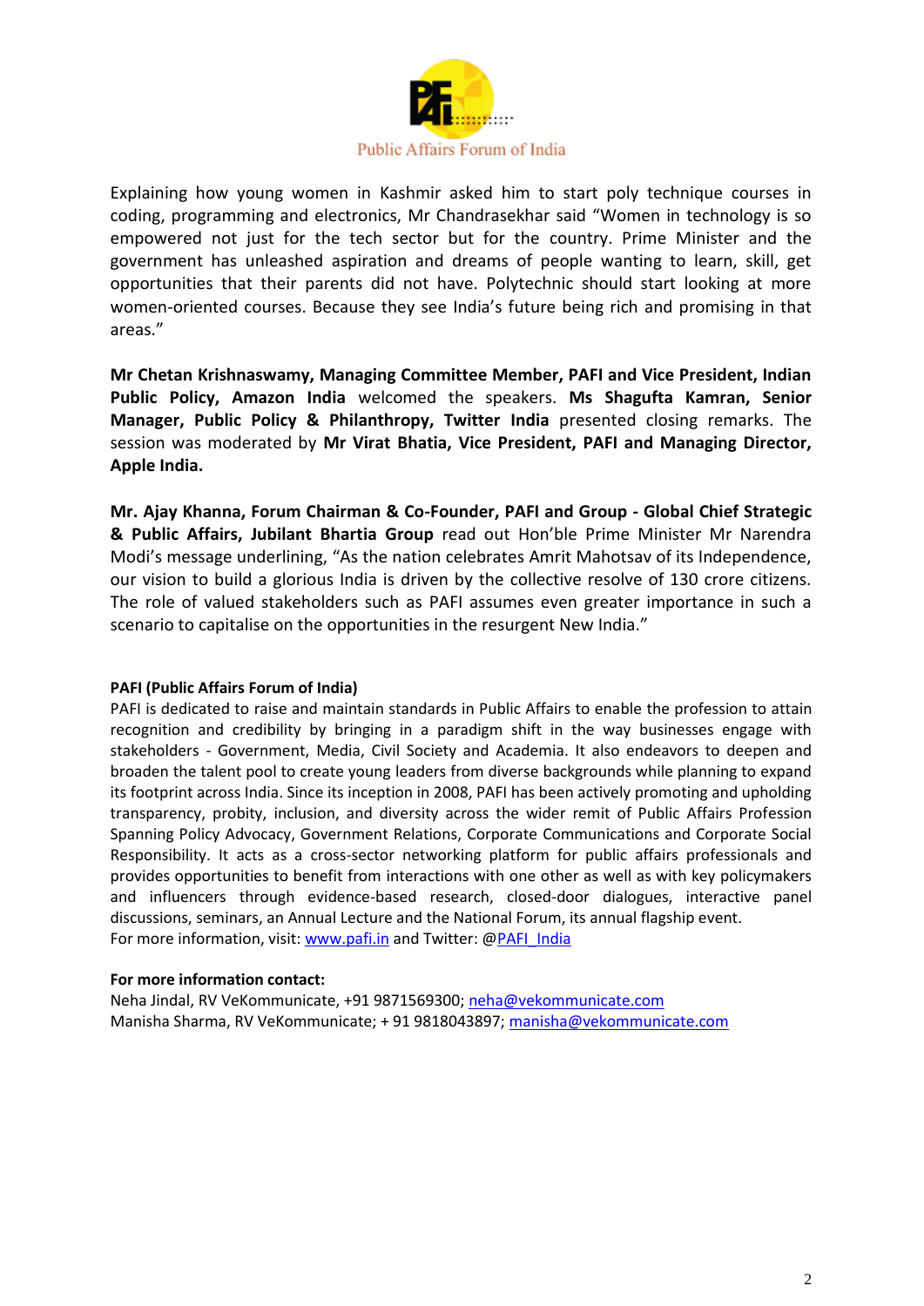Public Affairs Forum of India

Explaining how young women in Kashmir asked him to start poly technique courses in coding, programming and electronics, Mr Chandrasekhar said "Women in technology is so empowered not just for the tech sector but for the country. Prime Minister and the government has unleashed aspiration and dreams of people wanting to learn, skill, get opportunities that their parents did not have. Polytechnic should start looking at more women-oriented courses. Because they see India's future being rich and promising in that areas."

**Mr Chetan Krishnaswamy, Managing Committee Member, PAFI and Vice President, Indian Public Policy, Amazon India** welcomed the speakers. **Ms Shagufta Kamran, Senior Manager, Public Policy & Philanthropy, Twitter India** presented closing remarks. The session was moderated by **Mr Virat Bhatia, Vice President, PAFI and Managing Director, Apple India.**

**Mr. Ajay Khanna, Forum Chairman & Co-Founder, PAFI and Group - Global Chief Strategic & Public Affairs, Jubilant Bhartia Group** read out Hon'ble Prime Minister Mr Narendra Modi's message underlining, "As the nation celebrates Amrit Mahotsav of its Independence, our vision to build a glorious India is driven by the collective resolve of 130 crore citizens. The role of valued stakeholders such as PAFI assumes even greater importance in such a scenario to capitalise on the opportunities in the resurgent New India."

**PAFI (Public Affairs Forum of India)**

PAFI is dedicated to raise and maintain standards in Public Affairs to enable the profession to attain recognition and credibility by bringing in a paradigm shift in the way businesses engage with stakeholders - Government, Media, Civil Society and Academia. It also endeavors to deepen and broaden the talent pool to create young leaders from diverse backgrounds while planning to expand its footprint across India. Since its inception in 2008, PAFI has been actively promoting and upholding transparency, probity, inclusion, and diversity across the wider remit of Public Affairs Profession Spanning Policy Advocacy, Government Relations, Corporate Communications and Corporate Social Responsibility. It acts as a cross-sector networking platform for public affairs professionals and provides opportunities to benefit from interactions with one other as well as with key policymakers and influencers through evidence-based research, closed-door dialogues, interactive panel discussions, seminars, an Annual Lecture and the National Forum, its annual flagship event.
For more information, visit: www.pafi.in and Twitter: @PAFI_India

**For more information contact:**

Neha Jindal, RV VeKommunicate, +91 9871569300; neha@vekommunicate.com
Manisha Sharma, RV VeKommunicate; + 91 9818043897; manisha@vekommunicate.com